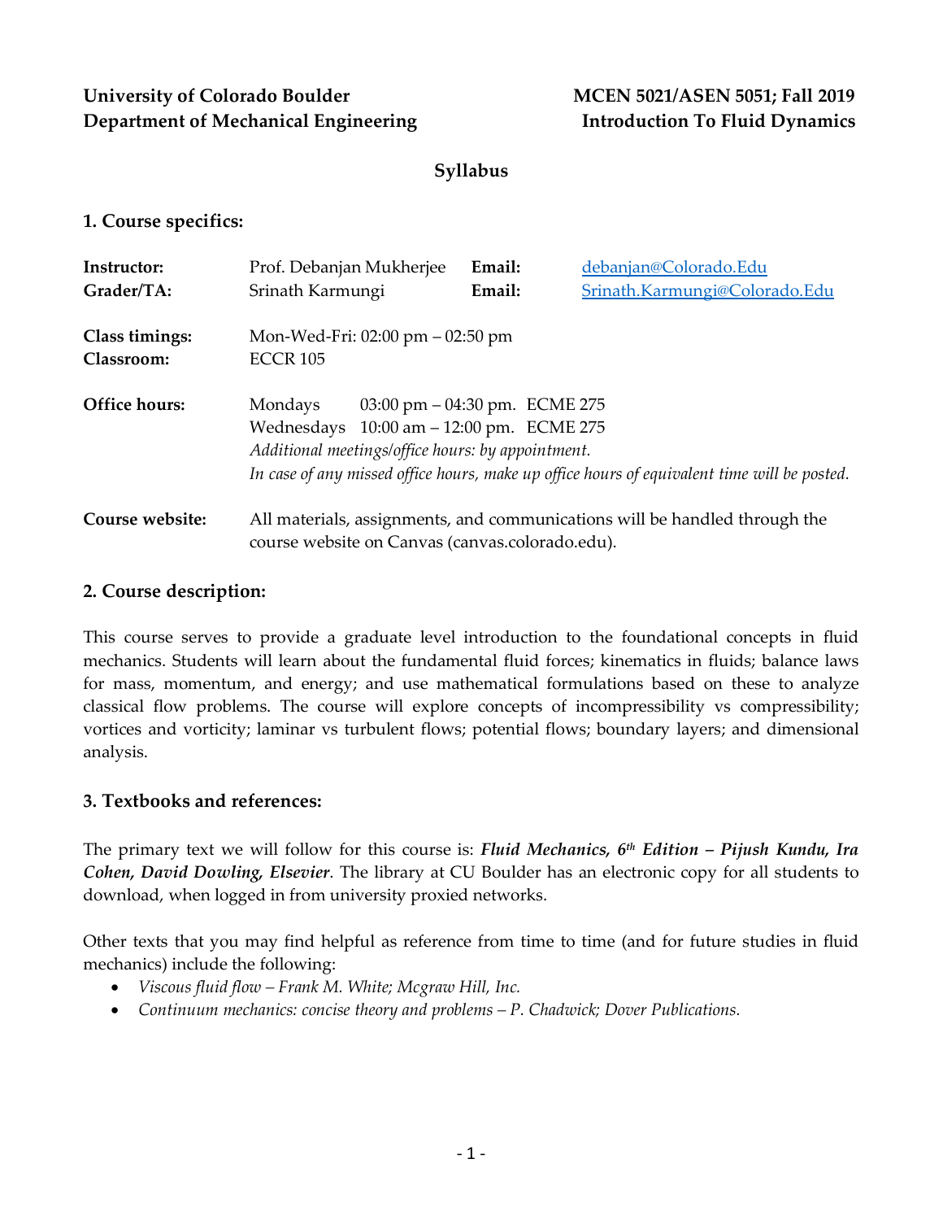**University of Colorado Boulder** | **MCEN 5021/ASEN 5051; Fall 2019**
**Department of Mechanical Engineering** | **Introduction To Fluid Dynamics**

## Syllabus

### 1. Course specifics:

**Instructor:** Prof. Debanjan Mukherjee **Email:** debanjan@Colorado.Edu
**Grader/TA:** Srinath Karmungi **Email:** Srinath.Karmungi@Colorado.Edu

**Class timings:** Mon-Wed-Fri: 02:00 pm – 02:50 pm
**Classroom:** ECCR 105

**Office hours:**
Mondays 03:00 pm – 04:30 pm. ECME 275
Wednesdays 10:00 am – 12:00 pm. ECME 275
*Additional meetings/office hours: by appointment.*
*In case of any missed office hours, make up office hours of equivalent time will be posted.*

**Course website:** All materials, assignments, and communications will be handled through the course website on Canvas (canvas.colorado.edu).

### 2. Course description:

This course serves to provide a graduate level introduction to the foundational concepts in fluid mechanics. Students will learn about the fundamental fluid forces; kinematics in fluids; balance laws for mass, momentum, and energy; and use mathematical formulations based on these to analyze classical flow problems. The course will explore concepts of incompressibility vs compressibility; vortices and vorticity; laminar vs turbulent flows; potential flows; boundary layers; and dimensional analysis.

### 3. Textbooks and references:

The primary text we will follow for this course is: ***Fluid Mechanics, 6th Edition – Pijush Kundu, Ira Cohen, David Dowling, Elsevier***. The library at CU Boulder has an electronic copy for all students to download, when logged in from university proxied networks.

Other texts that you may find helpful as reference from time to time (and for future studies in fluid mechanics) include the following:

- *Viscous fluid flow – Frank M. White; Mcgraw Hill, Inc.*
- *Continuum mechanics: concise theory and problems – P. Chadwick; Dover Publications.*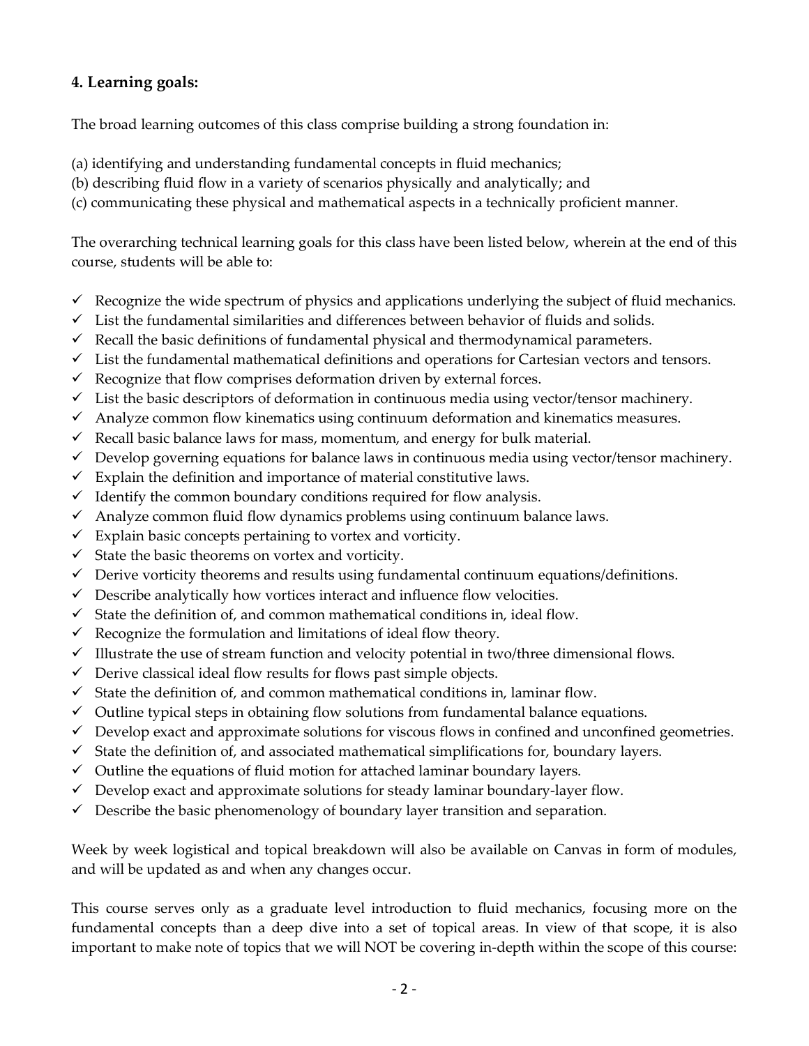## 4. Learning goals:

The broad learning outcomes of this class comprise building a strong foundation in:

(a) identifying and understanding fundamental concepts in fluid mechanics;
(b) describing fluid flow in a variety of scenarios physically and analytically; and
(c) communicating these physical and mathematical aspects in a technically proficient manner.

The overarching technical learning goals for this class have been listed below, wherein at the end of this course, students will be able to:

- ✓ Recognize the wide spectrum of physics and applications underlying the subject of fluid mechanics.
- ✓ List the fundamental similarities and differences between behavior of fluids and solids.
- ✓ Recall the basic definitions of fundamental physical and thermodynamical parameters.
- ✓ List the fundamental mathematical definitions and operations for Cartesian vectors and tensors.
- ✓ Recognize that flow comprises deformation driven by external forces.
- ✓ List the basic descriptors of deformation in continuous media using vector/tensor machinery.
- ✓ Analyze common flow kinematics using continuum deformation and kinematics measures.
- ✓ Recall basic balance laws for mass, momentum, and energy for bulk material.
- ✓ Develop governing equations for balance laws in continuous media using vector/tensor machinery.
- ✓ Explain the definition and importance of material constitutive laws.
- ✓ Identify the common boundary conditions required for flow analysis.
- ✓ Analyze common fluid flow dynamics problems using continuum balance laws.
- ✓ Explain basic concepts pertaining to vortex and vorticity.
- ✓ State the basic theorems on vortex and vorticity.
- ✓ Derive vorticity theorems and results using fundamental continuum equations/definitions.
- ✓ Describe analytically how vortices interact and influence flow velocities.
- ✓ State the definition of, and common mathematical conditions in, ideal flow.
- ✓ Recognize the formulation and limitations of ideal flow theory.
- ✓ Illustrate the use of stream function and velocity potential in two/three dimensional flows.
- ✓ Derive classical ideal flow results for flows past simple objects.
- ✓ State the definition of, and common mathematical conditions in, laminar flow.
- ✓ Outline typical steps in obtaining flow solutions from fundamental balance equations.
- ✓ Develop exact and approximate solutions for viscous flows in confined and unconfined geometries.
- ✓ State the definition of, and associated mathematical simplifications for, boundary layers.
- ✓ Outline the equations of fluid motion for attached laminar boundary layers.
- ✓ Develop exact and approximate solutions for steady laminar boundary-layer flow.
- ✓ Describe the basic phenomenology of boundary layer transition and separation.

Week by week logistical and topical breakdown will also be available on Canvas in form of modules, and will be updated as and when any changes occur.

This course serves only as a graduate level introduction to fluid mechanics, focusing more on the fundamental concepts than a deep dive into a set of topical areas. In view of that scope, it is also important to make note of topics that we will NOT be covering in-depth within the scope of this course: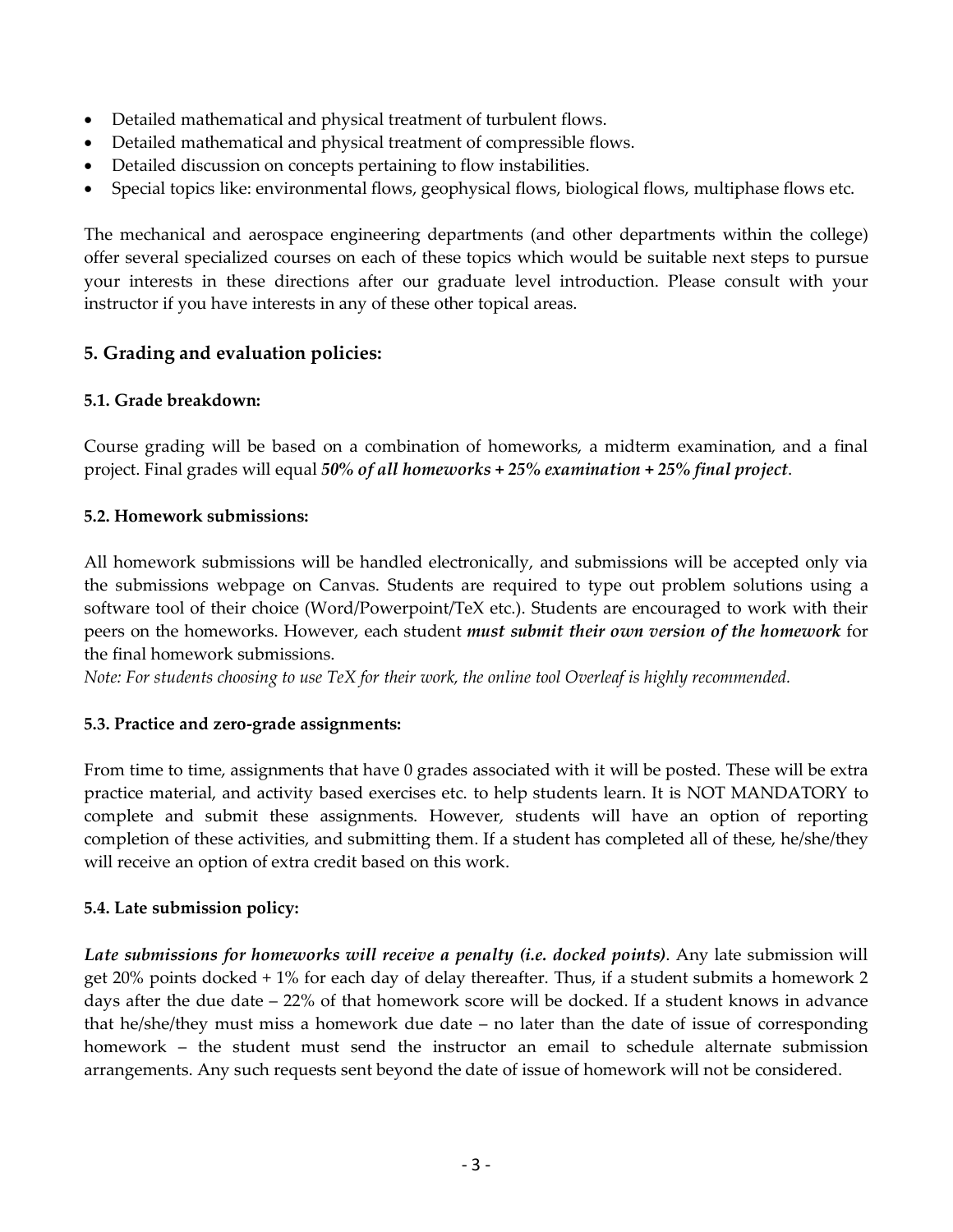- Detailed mathematical and physical treatment of turbulent flows.
- Detailed mathematical and physical treatment of compressible flows.
- Detailed discussion on concepts pertaining to flow instabilities.
- Special topics like: environmental flows, geophysical flows, biological flows, multiphase flows etc.

The mechanical and aerospace engineering departments (and other departments within the college) offer several specialized courses on each of these topics which would be suitable next steps to pursue your interests in these directions after our graduate level introduction. Please consult with your instructor if you have interests in any of these other topical areas.

## 5. Grading and evaluation policies:

### 5.1. Grade breakdown:

Course grading will be based on a combination of homeworks, a midterm examination, and a final project. Final grades will equal ***50% of all homeworks + 25% examination + 25% final project***.

### 5.2. Homework submissions:

All homework submissions will be handled electronically, and submissions will be accepted only via the submissions webpage on Canvas. Students are required to type out problem solutions using a software tool of their choice (Word/Powerpoint/TeX etc.). Students are encouraged to work with their peers on the homeworks. However, each student ***must submit their own version of the homework*** for the final homework submissions.

*Note: For students choosing to use TeX for their work, the online tool Overleaf is highly recommended.*

### 5.3. Practice and zero-grade assignments:

From time to time, assignments that have 0 grades associated with it will be posted. These will be extra practice material, and activity based exercises etc. to help students learn. It is NOT MANDATORY to complete and submit these assignments. However, students will have an option of reporting completion of these activities, and submitting them. If a student has completed all of these, he/she/they will receive an option of extra credit based on this work.

### 5.4. Late submission policy:

***Late submissions for homeworks will receive a penalty (i.e. docked points)***. Any late submission will get 20% points docked + 1% for each day of delay thereafter. Thus, if a student submits a homework 2 days after the due date – 22% of that homework score will be docked. If a student knows in advance that he/she/they must miss a homework due date – no later than the date of issue of corresponding homework – the student must send the instructor an email to schedule alternate submission arrangements. Any such requests sent beyond the date of issue of homework will not be considered.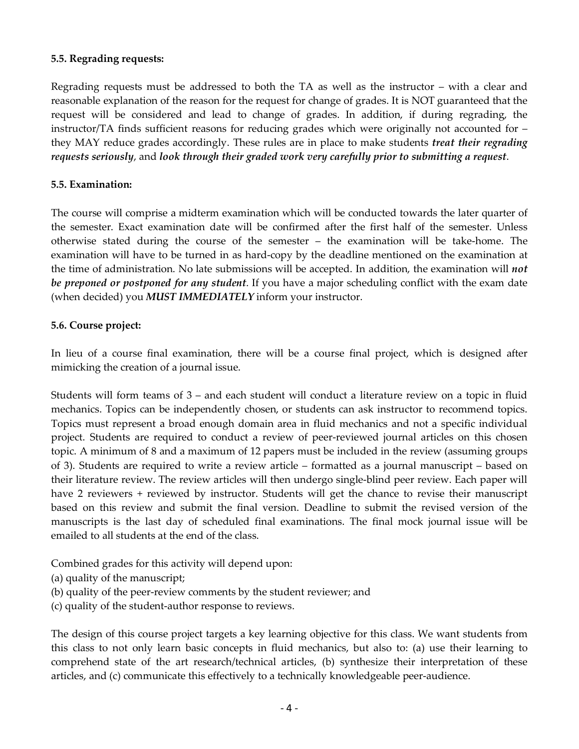**5.5. Regrading requests:**

Regrading requests must be addressed to both the TA as well as the instructor – with a clear and reasonable explanation of the reason for the request for change of grades. It is NOT guaranteed that the request will be considered and lead to change of grades. In addition, if during regrading, the instructor/TA finds sufficient reasons for reducing grades which were originally not accounted for – they MAY reduce grades accordingly. These rules are in place to make students ***treat their regrading requests seriously***, and ***look through their graded work very carefully prior to submitting a request***.

**5.5. Examination:**

The course will comprise a midterm examination which will be conducted towards the later quarter of the semester. Exact examination date will be confirmed after the first half of the semester. Unless otherwise stated during the course of the semester – the examination will be take-home. The examination will have to be turned in as hard-copy by the deadline mentioned on the examination at the time of administration. No late submissions will be accepted. In addition, the examination will ***not be preponed or postponed for any student***. If you have a major scheduling conflict with the exam date (when decided) you ***MUST IMMEDIATELY*** inform your instructor.

**5.6. Course project:**

In lieu of a course final examination, there will be a course final project, which is designed after mimicking the creation of a journal issue.

Students will form teams of 3 – and each student will conduct a literature review on a topic in fluid mechanics. Topics can be independently chosen, or students can ask instructor to recommend topics. Topics must represent a broad enough domain area in fluid mechanics and not a specific individual project. Students are required to conduct a review of peer-reviewed journal articles on this chosen topic. A minimum of 8 and a maximum of 12 papers must be included in the review (assuming groups of 3). Students are required to write a review article – formatted as a journal manuscript – based on their literature review. The review articles will then undergo single-blind peer review. Each paper will have 2 reviewers + reviewed by instructor. Students will get the chance to revise their manuscript based on this review and submit the final version. Deadline to submit the revised version of the manuscripts is the last day of scheduled final examinations. The final mock journal issue will be emailed to all students at the end of the class.

Combined grades for this activity will depend upon:
(a) quality of the manuscript;
(b) quality of the peer-review comments by the student reviewer; and
(c) quality of the student-author response to reviews.

The design of this course project targets a key learning objective for this class. We want students from this class to not only learn basic concepts in fluid mechanics, but also to: (a) use their learning to comprehend state of the art research/technical articles, (b) synthesize their interpretation of these articles, and (c) communicate this effectively to a technically knowledgeable peer-audience.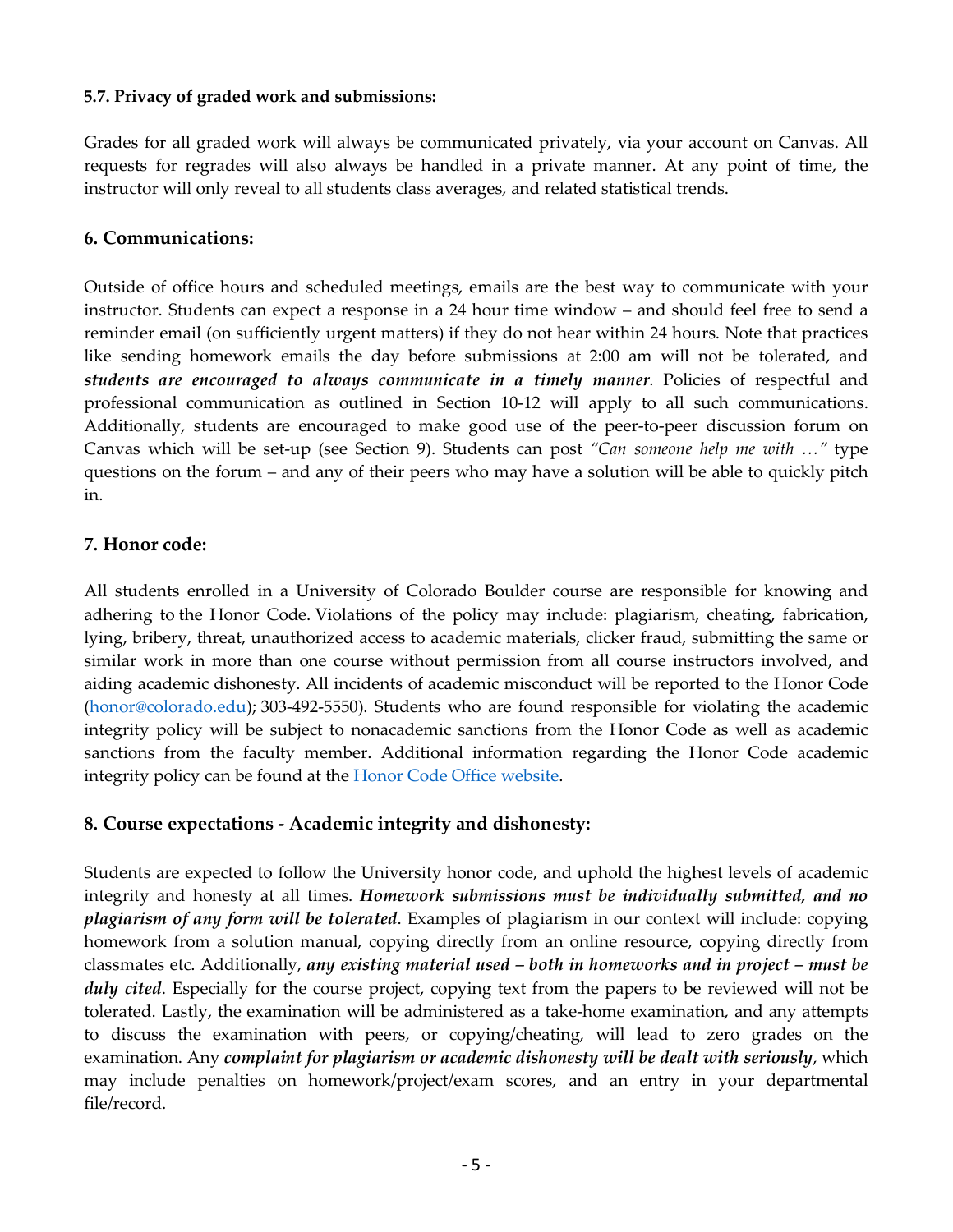### 5.7. Privacy of graded work and submissions:

Grades for all graded work will always be communicated privately, via your account on Canvas. All requests for regrades will also always be handled in a private manner. At any point of time, the instructor will only reveal to all students class averages, and related statistical trends.

## 6. Communications:

Outside of office hours and scheduled meetings, emails are the best way to communicate with your instructor. Students can expect a response in a 24 hour time window – and should feel free to send a reminder email (on sufficiently urgent matters) if they do not hear within 24 hours. Note that practices like sending homework emails the day before submissions at 2:00 am will not be tolerated, and ***students are encouraged to always communicate in a timely manner***. Policies of respectful and professional communication as outlined in Section 10-12 will apply to all such communications. Additionally, students are encouraged to make good use of the peer-to-peer discussion forum on Canvas which will be set-up (see Section 9). Students can post *"Can someone help me with …"* type questions on the forum – and any of their peers who may have a solution will be able to quickly pitch in.

## 7. Honor code:

All students enrolled in a University of Colorado Boulder course are responsible for knowing and adhering to the Honor Code. Violations of the policy may include: plagiarism, cheating, fabrication, lying, bribery, threat, unauthorized access to academic materials, clicker fraud, submitting the same or similar work in more than one course without permission from all course instructors involved, and aiding academic dishonesty. All incidents of academic misconduct will be reported to the Honor Code (honor@colorado.edu); 303-492-5550). Students who are found responsible for violating the academic integrity policy will be subject to nonacademic sanctions from the Honor Code as well as academic sanctions from the faculty member. Additional information regarding the Honor Code academic integrity policy can be found at the Honor Code Office website.

## 8. Course expectations - Academic integrity and dishonesty:

Students are expected to follow the University honor code, and uphold the highest levels of academic integrity and honesty at all times. ***Homework submissions must be individually submitted, and no plagiarism of any form will be tolerated***. Examples of plagiarism in our context will include: copying homework from a solution manual, copying directly from an online resource, copying directly from classmates etc. Additionally, ***any existing material used – both in homeworks and in project – must be duly cited***. Especially for the course project, copying text from the papers to be reviewed will not be tolerated. Lastly, the examination will be administered as a take-home examination, and any attempts to discuss the examination with peers, or copying/cheating, will lead to zero grades on the examination. Any ***complaint for plagiarism or academic dishonesty will be dealt with seriously***, which may include penalties on homework/project/exam scores, and an entry in your departmental file/record.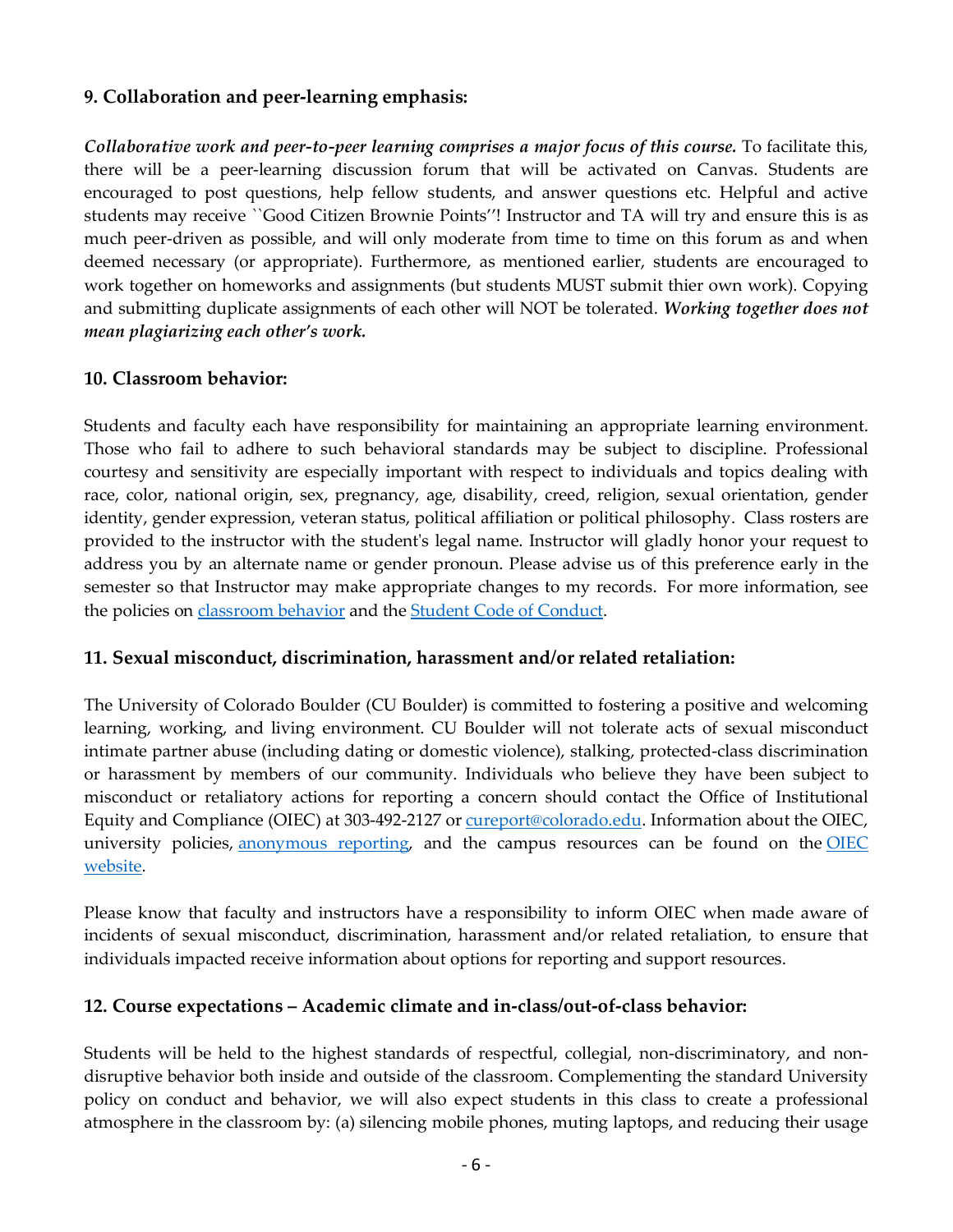### 9. Collaboration and peer-learning emphasis:

***Collaborative work and peer-to-peer learning comprises a major focus of this course.*** To facilitate this, there will be a peer-learning discussion forum that will be activated on Canvas. Students are encouraged to post questions, help fellow students, and answer questions etc. Helpful and active students may receive ``Good Citizen Brownie Points''! Instructor and TA will try and ensure this is as much peer-driven as possible, and will only moderate from time to time on this forum as and when deemed necessary (or appropriate). Furthermore, as mentioned earlier, students are encouraged to work together on homeworks and assignments (but students MUST submit thier own work). Copying and submitting duplicate assignments of each other will NOT be tolerated. ***Working together does not mean plagiarizing each other's work.***

### 10. Classroom behavior:

Students and faculty each have responsibility for maintaining an appropriate learning environment. Those who fail to adhere to such behavioral standards may be subject to discipline. Professional courtesy and sensitivity are especially important with respect to individuals and topics dealing with race, color, national origin, sex, pregnancy, age, disability, creed, religion, sexual orientation, gender identity, gender expression, veteran status, political affiliation or political philosophy. Class rosters are provided to the instructor with the student's legal name. Instructor will gladly honor your request to address you by an alternate name or gender pronoun. Please advise us of this preference early in the semester so that Instructor may make appropriate changes to my records. For more information, see the policies on [classroom behavior] and the [Student Code of Conduct].

### 11. Sexual misconduct, discrimination, harassment and/or related retaliation:

The University of Colorado Boulder (CU Boulder) is committed to fostering a positive and welcoming learning, working, and living environment. CU Boulder will not tolerate acts of sexual misconduct intimate partner abuse (including dating or domestic violence), stalking, protected-class discrimination or harassment by members of our community. Individuals who believe they have been subject to misconduct or retaliatory actions for reporting a concern should contact the Office of Institutional Equity and Compliance (OIEC) at 303-492-2127 or cureport@colorado.edu. Information about the OIEC, university policies, [anonymous reporting], and the campus resources can be found on the [OIEC website].

Please know that faculty and instructors have a responsibility to inform OIEC when made aware of incidents of sexual misconduct, discrimination, harassment and/or related retaliation, to ensure that individuals impacted receive information about options for reporting and support resources.

### 12. Course expectations – Academic climate and in-class/out-of-class behavior:

Students will be held to the highest standards of respectful, collegial, non-discriminatory, and non-disruptive behavior both inside and outside of the classroom. Complementing the standard University policy on conduct and behavior, we will also expect students in this class to create a professional atmosphere in the classroom by: (a) silencing mobile phones, muting laptops, and reducing their usage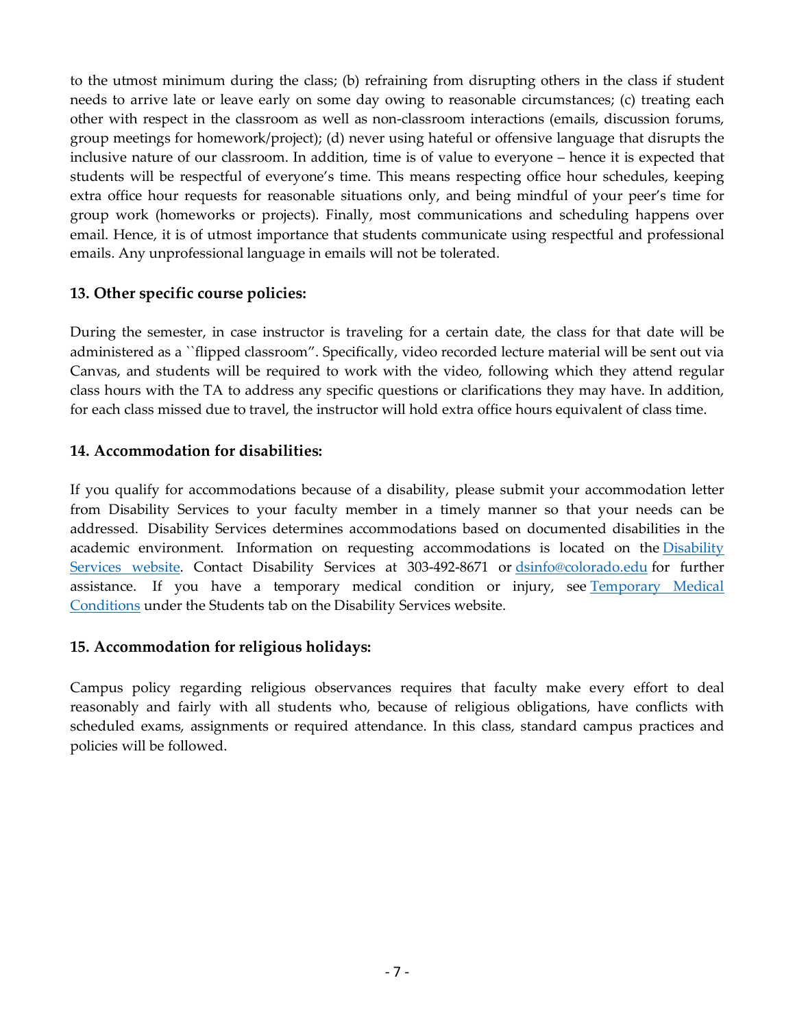to the utmost minimum during the class; (b) refraining from disrupting others in the class if student needs to arrive late or leave early on some day owing to reasonable circumstances; (c) treating each other with respect in the classroom as well as non-classroom interactions (emails, discussion forums, group meetings for homework/project); (d) never using hateful or offensive language that disrupts the inclusive nature of our classroom. In addition, time is of value to everyone – hence it is expected that students will be respectful of everyone's time. This means respecting office hour schedules, keeping extra office hour requests for reasonable situations only, and being mindful of your peer's time for group work (homeworks or projects). Finally, most communications and scheduling happens over email. Hence, it is of utmost importance that students communicate using respectful and professional emails. Any unprofessional language in emails will not be tolerated.

### 13. Other specific course policies:

During the semester, in case instructor is traveling for a certain date, the class for that date will be administered as a ``flipped classroom". Specifically, video recorded lecture material will be sent out via Canvas, and students will be required to work with the video, following which they attend regular class hours with the TA to address any specific questions or clarifications they may have. In addition, for each class missed due to travel, the instructor will hold extra office hours equivalent of class time.

### 14. Accommodation for disabilities:

If you qualify for accommodations because of a disability, please submit your accommodation letter from Disability Services to your faculty member in a timely manner so that your needs can be addressed. Disability Services determines accommodations based on documented disabilities in the academic environment. Information on requesting accommodations is located on the Disability Services website. Contact Disability Services at 303-492-8671 or dsinfo@colorado.edu for further assistance. If you have a temporary medical condition or injury, see Temporary Medical Conditions under the Students tab on the Disability Services website.

### 15. Accommodation for religious holidays:

Campus policy regarding religious observances requires that faculty make every effort to deal reasonably and fairly with all students who, because of religious obligations, have conflicts with scheduled exams, assignments or required attendance. In this class, standard campus practices and policies will be followed.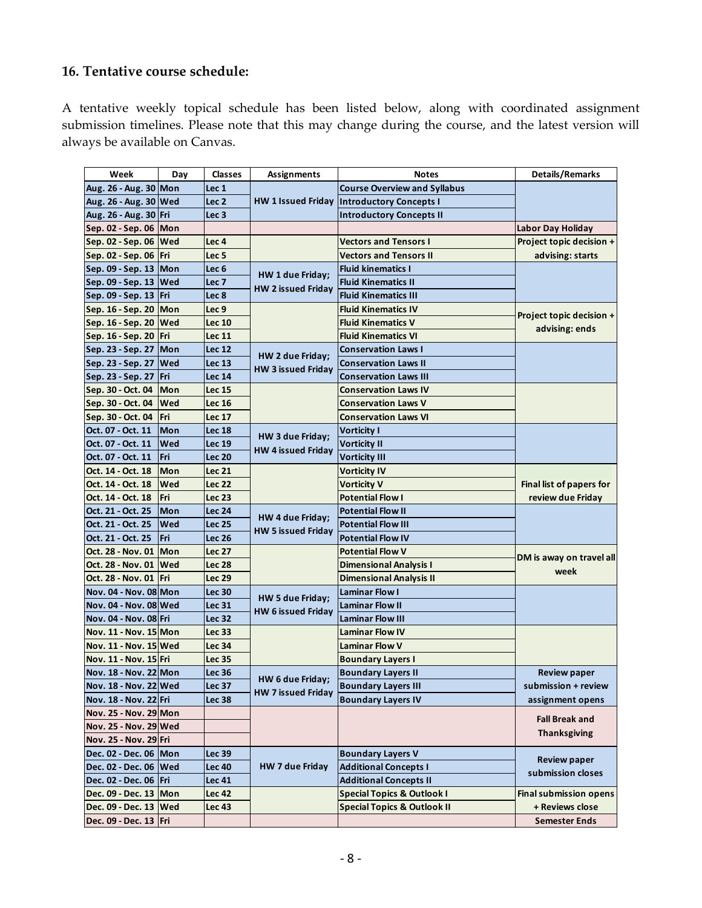## 16. Tentative course schedule:

A tentative weekly topical schedule has been listed below, along with coordinated assignment submission timelines. Please note that this may change during the course, and the latest version will always be available on Canvas.

| Week | Day | Classes | Assignments | Notes | Details/Remarks |
|---|---|---|---|---|---|
| Aug. 26 - Aug. 30 | Mon | Lec 1 | HW 1 Issued Friday | Course Overview and Syllabus | |
| Aug. 26 - Aug. 30 | Wed | Lec 2 | | Introductory Concepts I | |
| Aug. 26 - Aug. 30 | Fri | Lec 3 | | Introductory Concepts II | |
| Sep. 02 - Sep. 06 | Mon | | | | Labor Day Holiday |
| Sep. 02 - Sep. 06 | Wed | Lec 4 | | Vectors and Tensors I | Project topic decision + advising: starts |
| Sep. 02 - Sep. 06 | Fri | Lec 5 | | Vectors and Tensors II | |
| Sep. 09 - Sep. 13 | Mon | Lec 6 | HW 1 due Friday; HW 2 issued Friday | Fluid kinematics I | |
| Sep. 09 - Sep. 13 | Wed | Lec 7 | | Fluid Kinematics II | |
| Sep. 09 - Sep. 13 | Fri | Lec 8 | | Fluid Kinematics III | |
| Sep. 16 - Sep. 20 | Mon | Lec 9 | | Fluid Kinematics IV | Project topic decision + advising: ends |
| Sep. 16 - Sep. 20 | Wed | Lec 10 | | Fluid Kinematics V | |
| Sep. 16 - Sep. 20 | Fri | Lec 11 | | Fluid Kinematics VI | |
| Sep. 23 - Sep. 27 | Mon | Lec 12 | HW 2 due Friday; HW 3 issued Friday | Conservation Laws I | |
| Sep. 23 - Sep. 27 | Wed | Lec 13 | | Conservation Laws II | |
| Sep. 23 - Sep. 27 | Fri | Lec 14 | | Conservation Laws III | |
| Sep. 30 - Oct. 04 | Mon | Lec 15 | | Conservation Laws IV | |
| Sep. 30 - Oct. 04 | Wed | Lec 16 | | Conservation Laws V | |
| Sep. 30 - Oct. 04 | Fri | Lec 17 | | Conservation Laws VI | |
| Oct. 07 - Oct. 11 | Mon | Lec 18 | HW 3 due Friday; HW 4 issued Friday | Vorticity I | |
| Oct. 07 - Oct. 11 | Wed | Lec 19 | | Vorticity II | |
| Oct. 07 - Oct. 11 | Fri | Lec 20 | | Vorticity III | |
| Oct. 14 - Oct. 18 | Mon | Lec 21 | | Vorticity IV | Final list of papers for review due Friday |
| Oct. 14 - Oct. 18 | Wed | Lec 22 | | Vorticity V | |
| Oct. 14 - Oct. 18 | Fri | Lec 23 | | Potential Flow I | |
| Oct. 21 - Oct. 25 | Mon | Lec 24 | HW 4 due Friday; HW 5 issued Friday | Potential Flow II | |
| Oct. 21 - Oct. 25 | Wed | Lec 25 | | Potential Flow III | |
| Oct. 21 - Oct. 25 | Fri | Lec 26 | | Potential Flow IV | |
| Oct. 28 - Nov. 01 | Mon | Lec 27 | | Potential Flow V | DM is away on travel all week |
| Oct. 28 - Nov. 01 | Wed | Lec 28 | | Dimensional Analysis I | |
| Oct. 28 - Nov. 01 | Fri | Lec 29 | | Dimensional Analysis II | |
| Nov. 04 - Nov. 08 | Mon | Lec 30 | HW 5 due Friday; HW 6 issued Friday | Laminar Flow I | |
| Nov. 04 - Nov. 08 | Wed | Lec 31 | | Laminar Flow II | |
| Nov. 04 - Nov. 08 | Fri | Lec 32 | | Laminar Flow III | |
| Nov. 11 - Nov. 15 | Mon | Lec 33 | | Laminar Flow IV | |
| Nov. 11 - Nov. 15 | Wed | Lec 34 | | Laminar Flow V | |
| Nov. 11 - Nov. 15 | Fri | Lec 35 | | Boundary Layers I | |
| Nov. 18 - Nov. 22 | Mon | Lec 36 | HW 6 due Friday; HW 7 issued Friday | Boundary Layers II | Review paper submission + review assignment opens |
| Nov. 18 - Nov. 22 | Wed | Lec 37 | | Boundary Layers III | |
| Nov. 18 - Nov. 22 | Fri | Lec 38 | | Boundary Layers IV | |
| Nov. 25 - Nov. 29 | Mon | | | | Fall Break and Thanksgiving |
| Nov. 25 - Nov. 29 | Wed | | | | |
| Nov. 25 - Nov. 29 | Fri | | | | |
| Dec. 02 - Dec. 06 | Mon | Lec 39 | HW 7 due Friday | Boundary Layers V | Review paper submission closes |
| Dec. 02 - Dec. 06 | Wed | Lec 40 | | Additional Concepts I | |
| Dec. 02 - Dec. 06 | Fri | Lec 41 | | Additional Concepts II | |
| Dec. 09 - Dec. 13 | Mon | Lec 42 | | Special Topics & Outlook I | Final submission opens + Reviews close |
| Dec. 09 - Dec. 13 | Wed | Lec 43 | | Special Topics & Outlook II | |
| Dec. 09 - Dec. 13 | Fri | | | | Semester Ends |